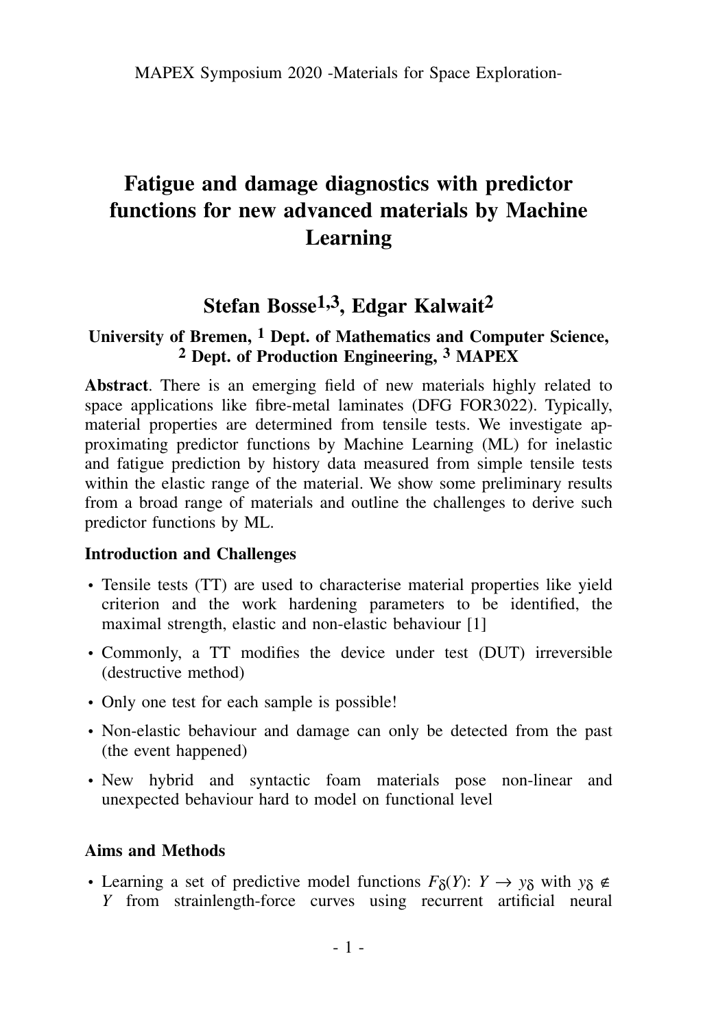# Fatigue and damage diagnostics with predictor functions for new advanced materials by Machine Learning

## Stefan Bosse[1,3], Edgar Kalwait[2]

**University of Bremen, [1] Dept. of Mathematics and Computer Science, [2] Dept. of Production Engineering, [3] MAPEX**

**Abstract**. There is an emerging field of new materials highly related to space applications like fibre-metal laminates (DFG FOR3022). Typically, material properties are determined from tensile tests. We investigate approximating predictor functions by Machine Learning (ML) for inelastic and fatigue prediction by history data measured from simple tensile tests within the elastic range of the material. We show some preliminary results from a broad range of materials and outline the challenges to derive such predictor functions by ML.

### Introduction and Challenges

- Tensile tests (TT) are used to characterise material properties like yield criterion and the work hardening parameters to be identified, the maximal strength, elastic and non-elastic behaviour [1]
- Commonly, a TT modifies the device under test (DUT) irreversible (destructive method)
- Only one test for each sample is possible!
- Non-elastic behaviour and damage can only be detected from the past (the event happened)
- New hybrid and syntactic foam materials pose non-linear and unexpected behaviour hard to model on functional level

### Aims and Methods

- Learning a set of predictive model functions $F_\delta(Y)$: $Y \rightarrow y_\delta$ with $y_\delta \notin Y$ from strainlength-force curves using recurrent artificial neural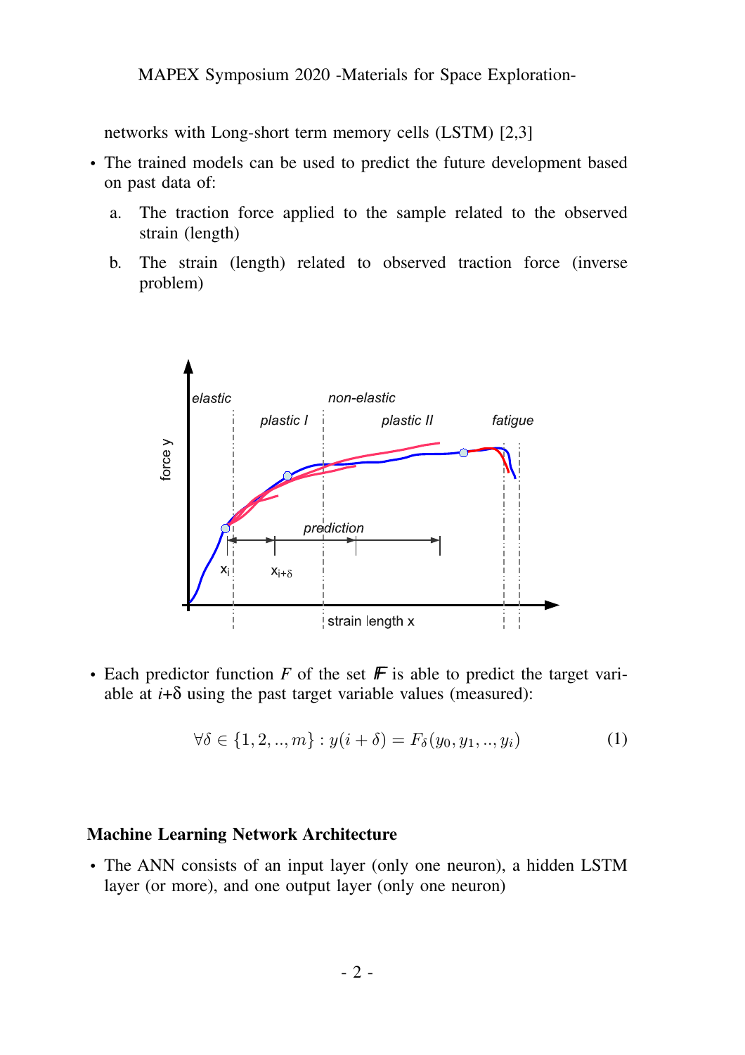networks with Long-short term memory cells (LSTM) [2,3]

- The trained models can be used to predict the future development based on past data of:
  a. The traction force applied to the sample related to the observed strain (length)
  b. The strain (length) related to observed traction force (inverse problem)

- Each predictor function $F$ of the set $\mathbb{F}$ is able to predict the target variable at $i+\delta$ using the past target variable values (measured):

$$\forall \delta \in \{1, 2, .., m\} : y(i + \delta) = F_\delta(y_0, y_1, .., y_i) \tag{1}$$

## Machine Learning Network Architecture

- The ANN consists of an input layer (only one neuron), a hidden LSTM layer (or more), and one output layer (only one neuron)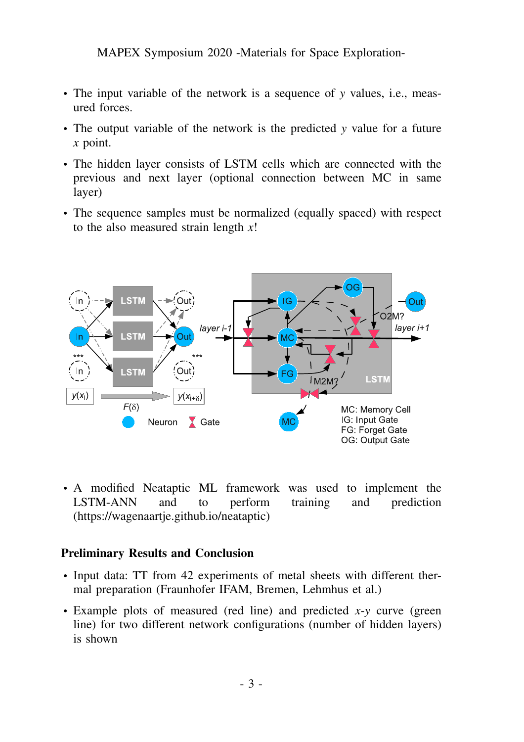- The input variable of the network is a sequence of $y$ values, i.e., measured forces.
- The output variable of the network is the predicted $y$ value for a future $x$ point.
- The hidden layer consists of LSTM cells which are connected with the previous and next layer (optional connection between MC in same layer)
- The sequence samples must be normalized (equally spaced) with respect to the also measured strain length $x$!

- A modified Neataptic ML framework was used to implement the LSTM-ANN and to perform training and prediction (https://wagenaartje.github.io/neataptic)

### Preliminary Results and Conclusion

- Input data: TT from 42 experiments of metal sheets with different thermal preparation (Fraunhofer IFAM, Bremen, Lehmhus et al.)
- Example plots of measured (red line) and predicted $x$-$y$ curve (green line) for two different network configurations (number of hidden layers) is shown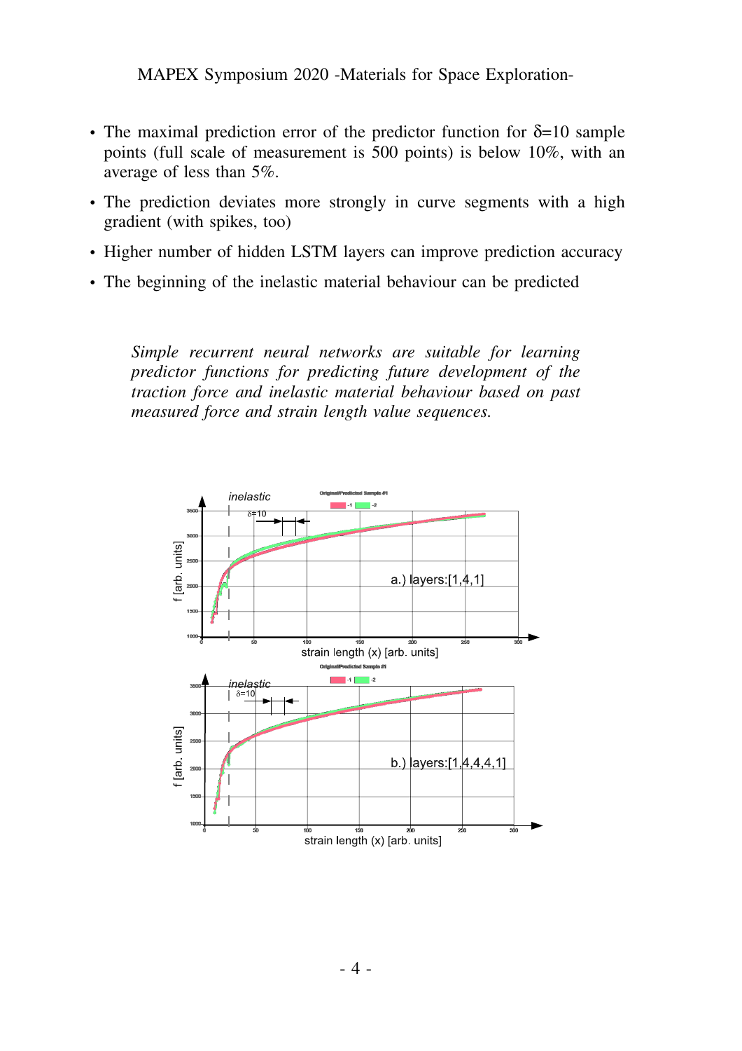- The maximal prediction error of the predictor function for $\delta$=10 sample points (full scale of measurement is 500 points) is below 10%, with an average of less than 5%.
- The prediction deviates more strongly in curve segments with a high gradient (with spikes, too)
- Higher number of hidden LSTM layers can improve prediction accuracy
- The beginning of the inelastic material behaviour can be predicted

*Simple recurrent neural networks are suitable for learning predictor functions for predicting future development of the traction force and inelastic material behaviour based on past measured force and strain length value sequences.*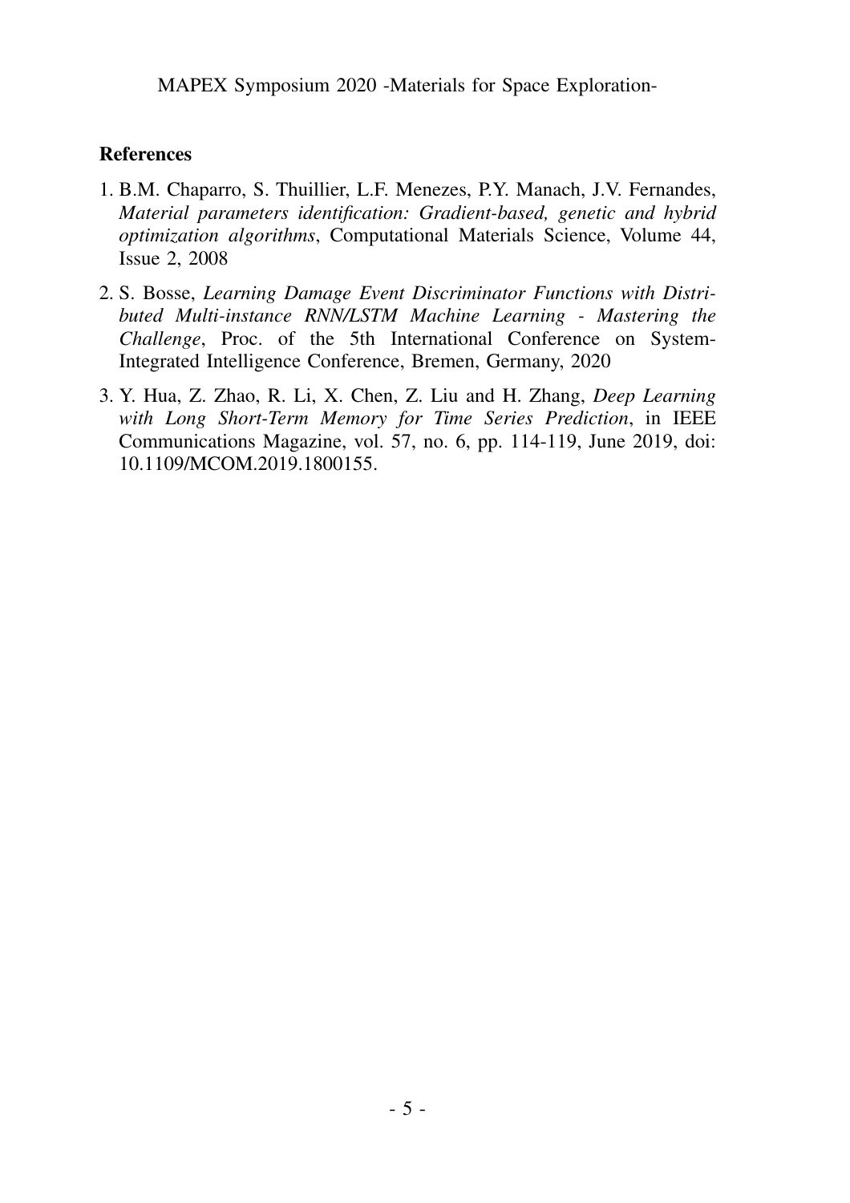## References

1. B.M. Chaparro, S. Thuillier, L.F. Menezes, P.Y. Manach, J.V. Fernandes, *Material parameters identification: Gradient-based, genetic and hybrid optimization algorithms*, Computational Materials Science, Volume 44, Issue 2, 2008
2. S. Bosse, *Learning Damage Event Discriminator Functions with Distributed Multi-instance RNN/LSTM Machine Learning - Mastering the Challenge*, Proc. of the 5th International Conference on System-Integrated Intelligence Conference, Bremen, Germany, 2020
3. Y. Hua, Z. Zhao, R. Li, X. Chen, Z. Liu and H. Zhang, *Deep Learning with Long Short-Term Memory for Time Series Prediction*, in IEEE Communications Magazine, vol. 57, no. 6, pp. 114-119, June 2019, doi: 10.1109/MCOM.2019.1800155.